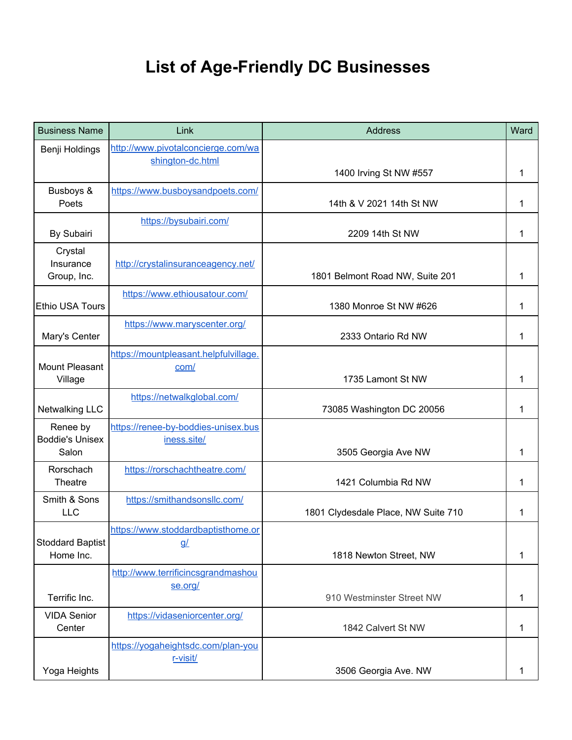# List of Age-Friendly DC Businesses

| Business Name | Link | Address | Ward |
| --- | --- | --- | --- |
| Benji Holdings | http://www.pivotalconcierge.com/washington-dc.html | 1400 Irving St NW #557 | 1 |
| Busboys & Poets | https://www.busboysandpoets.com/ | 14th & V 2021 14th St NW | 1 |
| By Subairi | https://bysubairi.com/ | 2209 14th St NW | 1 |
| Crystal Insurance Group, Inc. | http://crystalinsuranceagency.net/ | 1801 Belmont Road NW, Suite 201 | 1 |
| Ethio USA Tours | https://www.ethiousatour.com/ | 1380 Monroe St NW #626 | 1 |
| Mary's Center | https://www.maryscenter.org/ | 2333 Ontario Rd NW | 1 |
| Mount Pleasant Village | https://mountpleasant.helpfulvillage.com/ | 1735 Lamont St NW | 1 |
| Netwalking LLC | https://netwalkglobal.com/ | 73085 Washington DC 20056 | 1 |
| Renee by Boddie's Unisex Salon | https://renee-by-boddies-unisex.business.site/ | 3505 Georgia Ave NW | 1 |
| Rorschach Theatre | https://rorschachtheatre.com/ | 1421 Columbia Rd NW | 1 |
| Smith & Sons LLC | https://smithandsonsllc.com/ | 1801 Clydesdale Place, NW Suite 710 | 1 |
| Stoddard Baptist Home Inc. | https://www.stoddardbaptisthome.org/ | 1818 Newton Street, NW | 1 |
| Terrific Inc. | http://www.terrificincsgrandmashouse.org/ | 910 Westminster Street NW | 1 |
| VIDA Senior Center | https://vidaseniorcenter.org/ | 1842 Calvert St NW | 1 |
| Yoga Heights | https://yogaheightsdc.com/plan-your-visit/ | 3506 Georgia Ave. NW | 1 |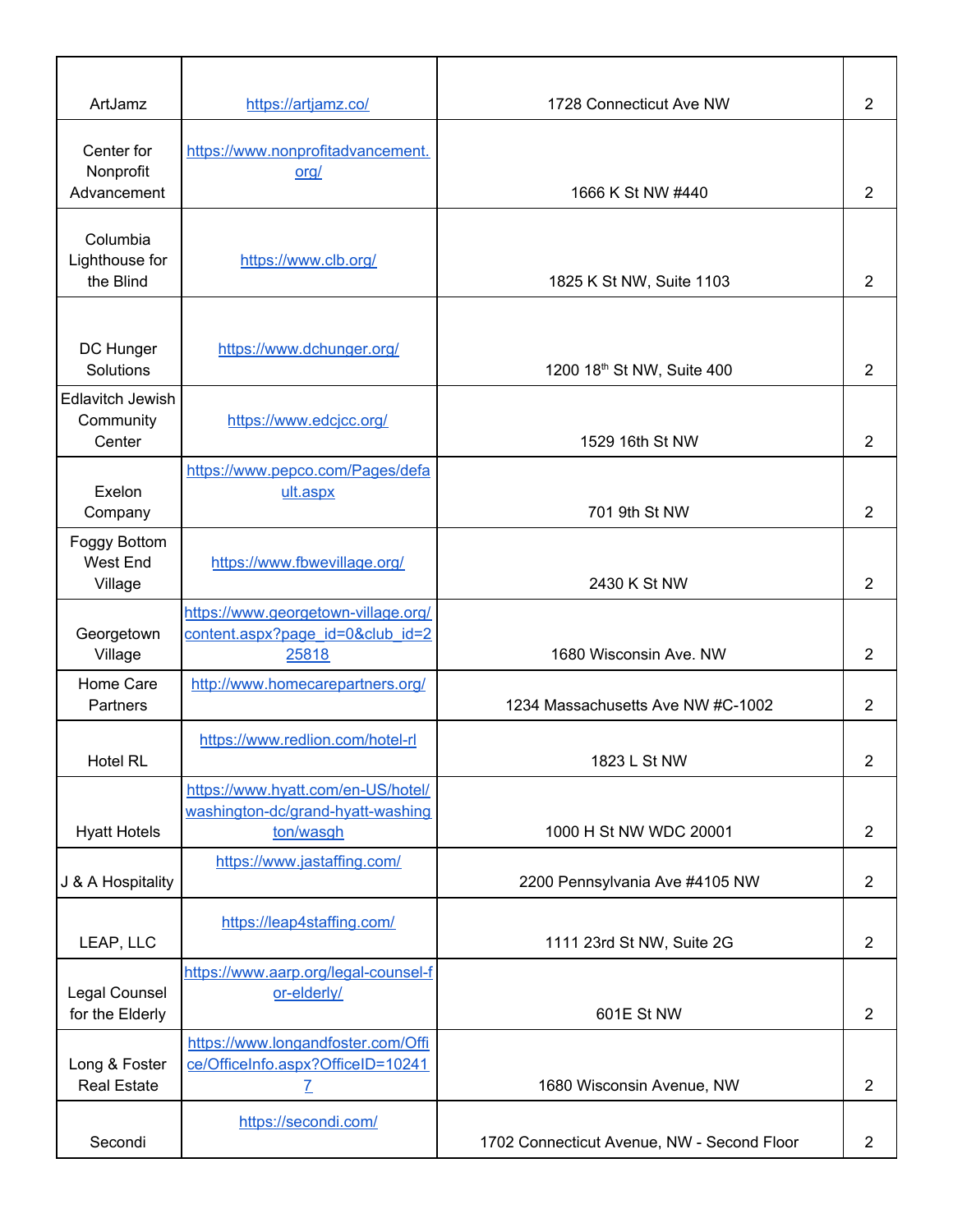| | | | |
|---|---|---|---|
| ArtJamz | https://artjamz.co/ | 1728 Connecticut Ave NW | 2 |
| Center for Nonprofit Advancement | https://www.nonprofitadvancement.org/ | 1666 K St NW #440 | 2 |
| Columbia Lighthouse for the Blind | https://www.clb.org/ | 1825 K St NW, Suite 1103 | 2 |
| DC Hunger Solutions | https://www.dchunger.org/ | 1200 18th St NW, Suite 400 | 2 |
| Edlavitch Jewish Community Center | https://www.edcjcc.org/ | 1529 16th St NW | 2 |
| Exelon Company | https://www.pepco.com/Pages/default.aspx | 701 9th St NW | 2 |
| Foggy Bottom West End Village | https://www.fbwevillage.org/ | 2430 K St NW | 2 |
| Georgetown Village | https://www.georgetown-village.org/content.aspx?page_id=0&club_id=225818 | 1680 Wisconsin Ave. NW | 2 |
| Home Care Partners | http://www.homecarepartners.org/ | 1234 Massachusetts Ave NW #C-1002 | 2 |
| Hotel RL | https://www.redlion.com/hotel-rl | 1823 L St NW | 2 |
| Hyatt Hotels | https://www.hyatt.com/en-US/hotel/washington-dc/grand-hyatt-washington/wasgh | 1000 H St NW WDC 20001 | 2 |
| J & A Hospitality | https://www.jastaffing.com/ | 2200 Pennsylvania Ave #4105 NW | 2 |
| LEAP, LLC | https://leap4staffing.com/ | 1111 23rd St NW, Suite 2G | 2 |
| Legal Counsel for the Elderly | https://www.aarp.org/legal-counsel-for-elderly/ | 601E St NW | 2 |
| Long & Foster Real Estate | https://www.longandfoster.com/Office/OfficeInfo.aspx?OfficeID=102417 | 1680 Wisconsin Avenue, NW | 2 |
| Secondi | https://secondi.com/ | 1702 Connecticut Avenue, NW - Second Floor | 2 |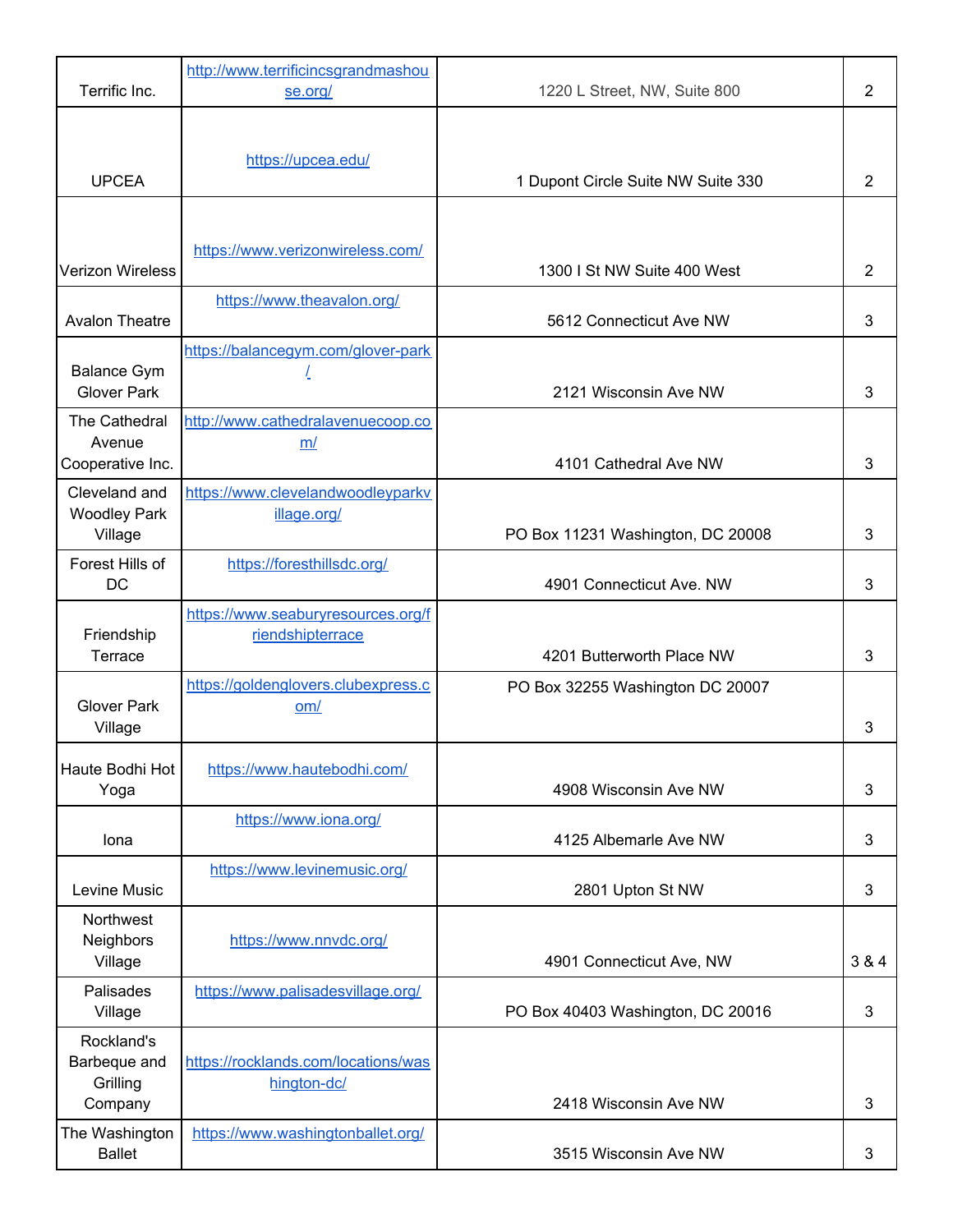| | | | |
|---|---|---|---|
| Terrific Inc. | http://www.terrificincsgrandmashouse.org/ | 1220 L Street, NW, Suite 800 | 2 |
| UPCEA | https://upcea.edu/ | 1 Dupont Circle Suite NW Suite 330 | 2 |
| Verizon Wireless | https://www.verizonwireless.com/ | 1300 I St NW Suite 400 West | 2 |
| Avalon Theatre | https://www.theavalon.org/ | 5612 Connecticut Ave NW | 3 |
| Balance Gym Glover Park | https://balancegym.com/glover-park/ | 2121 Wisconsin Ave NW | 3 |
| The Cathedral Avenue Cooperative Inc. | http://www.cathedralavenuecoop.com/ | 4101 Cathedral Ave NW | 3 |
| Cleveland and Woodley Park Village | https://www.clevelandwoodleyparkvillage.org/ | PO Box 11231 Washington, DC 20008 | 3 |
| Forest Hills of DC | https://foresthillsdc.org/ | 4901 Connecticut Ave. NW | 3 |
| Friendship Terrace | https://www.seaburyresources.org/friendshipterrace | 4201 Butterworth Place NW | 3 |
| Glover Park Village | https://goldenglovers.clubexpress.com/ | PO Box 32255 Washington DC 20007 | 3 |
| Haute Bodhi Hot Yoga | https://www.hautebodhi.com/ | 4908 Wisconsin Ave NW | 3 |
| Iona | https://www.iona.org/ | 4125 Albemarle Ave NW | 3 |
| Levine Music | https://www.levinemusic.org/ | 2801 Upton St NW | 3 |
| Northwest Neighbors Village | https://www.nnvdc.org/ | 4901 Connecticut Ave, NW | 3 & 4 |
| Palisades Village | https://www.palisadesvillage.org/ | PO Box 40403 Washington, DC 20016 | 3 |
| Rockland's Barbeque and Grilling Company | https://rocklands.com/locations/washington-dc/ | 2418 Wisconsin Ave NW | 3 |
| The Washington Ballet | https://www.washingtonballet.org/ | 3515 Wisconsin Ave NW | 3 |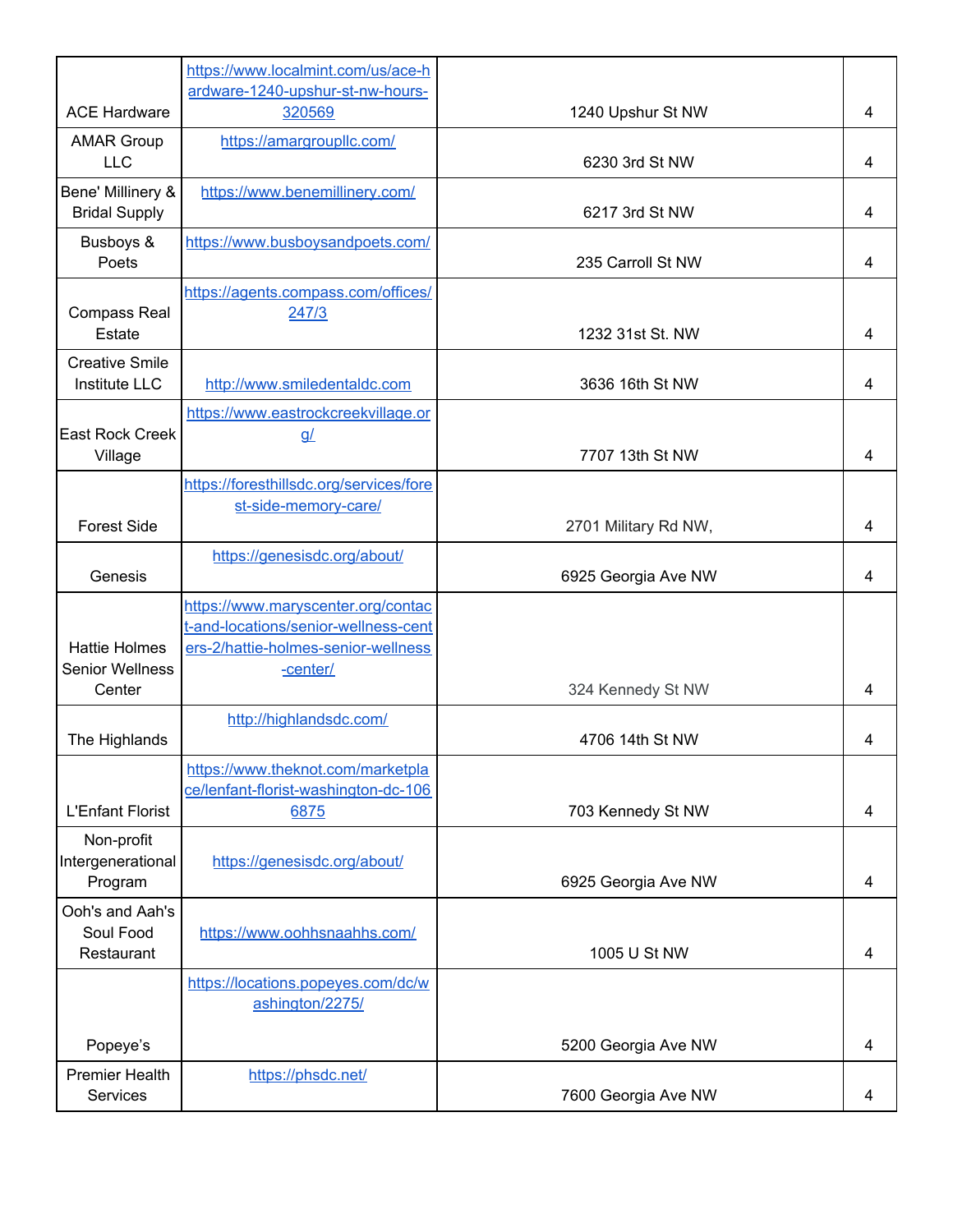| | | | |
|---|---|---|---|
| ACE Hardware | https://www.localmint.com/us/ace-hardware-1240-upshur-st-nw-hours-320569 | 1240 Upshur St NW | 4 |
| AMAR Group LLC | https://amargroupllc.com/ | 6230 3rd St NW | 4 |
| Bene' Millinery & Bridal Supply | https://www.benemillinery.com/ | 6217 3rd St NW | 4 |
| Busboys & Poets | https://www.busboysandpoets.com/ | 235 Carroll St NW | 4 |
| Compass Real Estate | https://agents.compass.com/offices/247/3 | 1232 31st St. NW | 4 |
| Creative Smile Institute LLC | http://www.smiledentaldc.com | 3636 16th St NW | 4 |
| East Rock Creek Village | https://www.eastrockcreekvillage.org/ | 7707 13th St NW | 4 |
| Forest Side | https://foresthillsdc.org/services/forest-side-memory-care/ | 2701 Military Rd NW, | 4 |
| Genesis | https://genesisdc.org/about/ | 6925 Georgia Ave NW | 4 |
| Hattie Holmes Senior Wellness Center | https://www.maryscenter.org/contact-and-locations/senior-wellness-centers-2/hattie-holmes-senior-wellness-center/ | 324 Kennedy St NW | 4 |
| The Highlands | http://highlandsdc.com/ | 4706 14th St NW | 4 |
| L'Enfant Florist | https://www.theknot.com/marketplace/lenfant-florist-washington-dc-1066875 | 703 Kennedy St NW | 4 |
| Non-profit Intergenerational Program | https://genesisdc.org/about/ | 6925 Georgia Ave NW | 4 |
| Ooh's and Aah's Soul Food Restaurant | https://www.oohhsnaahhs.com/ | 1005 U St NW | 4 |
| Popeye's | https://locations.popeyes.com/dc/washington/2275/ | 5200 Georgia Ave NW | 4 |
| Premier Health Services | https://phsdc.net/ | 7600 Georgia Ave NW | 4 |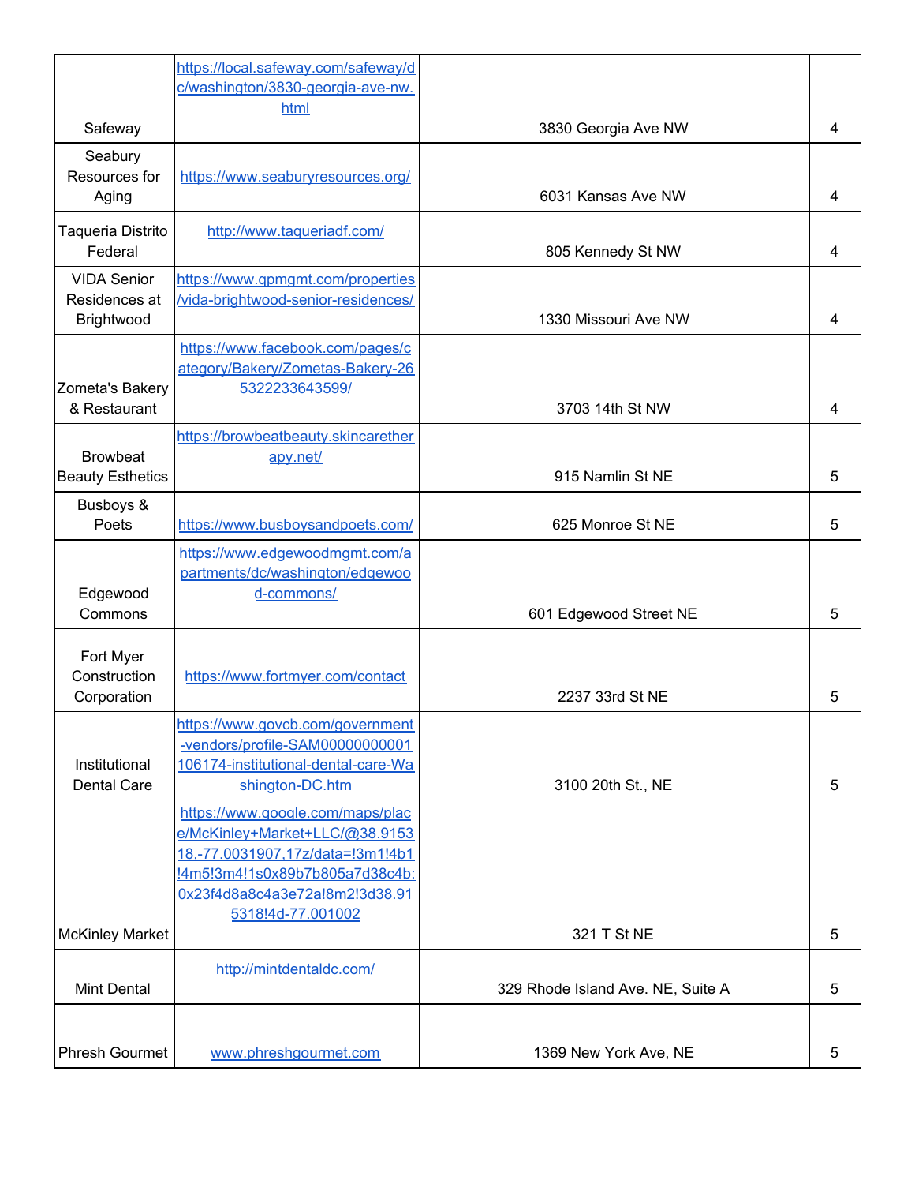| | | | |
|---|---|---|---|
| Safeway | https://local.safeway.com/safeway/dc/washington/3830-georgia-ave-nw.html | 3830 Georgia Ave NW | 4 |
| Seabury Resources for Aging | https://www.seaburyresources.org/ | 6031 Kansas Ave NW | 4 |
| Taqueria Distrito Federal | http://www.taqueriadf.com/ | 805 Kennedy St NW | 4 |
| VIDA Senior Residences at Brightwood | https://www.qpmgmt.com/properties/vida-brightwood-senior-residences/ | 1330 Missouri Ave NW | 4 |
| Zometa's Bakery & Restaurant | https://www.facebook.com/pages/category/Bakery/Zometas-Bakery-265322233643599/ | 3703 14th St NW | 4 |
| Browbeat Beauty Esthetics | https://browbeatbeauty.skincaretherapy.net/ | 915 Namlin St NE | 5 |
| Busboys & Poets | https://www.busboysandpoets.com/ | 625 Monroe St NE | 5 |
| Edgewood Commons | https://www.edgewoodmgmt.com/apartments/dc/washington/edgewood-commons/ | 601 Edgewood Street NE | 5 |
| Fort Myer Construction Corporation | https://www.fortmyer.com/contact | 2237 33rd St NE | 5 |
| Institutional Dental Care | https://www.govcb.com/government-vendors/profile-SAM00000000001106174-institutional-dental-care-Washington-DC.htm | 3100 20th St., NE | 5 |
| McKinley Market | https://www.google.com/maps/place/McKinley+Market+LLC/@38.915318,-77.0031907,17z/data=!3m1!4b1!4m5!3m4!1s0x89b7b805a7d38c4b:0x23f4d8a8c4a3e72a!8m2!3d38.915318!4d-77.001002 | 321 T St NE | 5 |
| Mint Dental | http://mintdentaldc.com/ | 329 Rhode Island Ave. NE, Suite A | 5 |
| Phresh Gourmet | www.phreshgourmet.com | 1369 New York Ave, NE | 5 |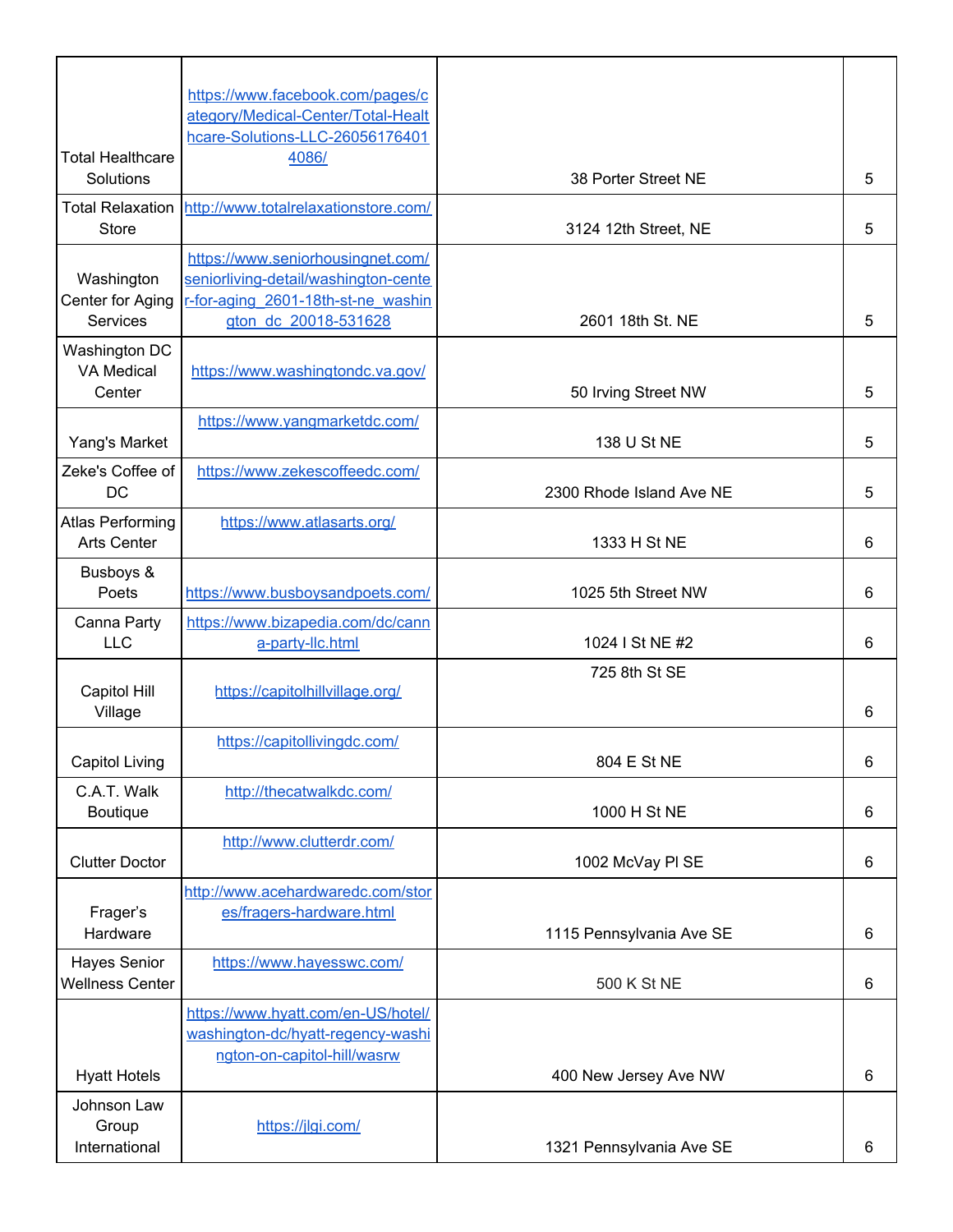| Total Healthcare Solutions | https://www.facebook.com/pages/category/Medical-Center/Total-Healthcare-Solutions-LLC-260561764014086/ | 38 Porter Street NE | 5 |
|---|---|---|---|
| Total Relaxation Store | http://www.totalrelaxationstore.com/ | 3124 12th Street, NE | 5 |
| Washington Center for Aging Services | https://www.seniorhousingnet.com/seniorliving-detail/washington-center-for-aging_2601-18th-st-ne_washington_dc_20018-531628 | 2601 18th St. NE | 5 |
| Washington DC VA Medical Center | https://www.washingtondc.va.gov/ | 50 Irving Street NW | 5 |
| Yang's Market | https://www.yangmarketdc.com/ | 138 U St NE | 5 |
| Zeke's Coffee of DC | https://www.zekescoffeedc.com/ | 2300 Rhode Island Ave NE | 5 |
| Atlas Performing Arts Center | https://www.atlasarts.org/ | 1333 H St NE | 6 |
| Busboys & Poets | https://www.busboysandpoets.com/ | 1025 5th Street NW | 6 |
| Canna Party LLC | https://www.bizapedia.com/dc/canna-party-llc.html | 1024 I St NE #2 | 6 |
| Capitol Hill Village | https://capitolhillvillage.org/ | 725 8th St SE | 6 |
| Capitol Living | https://capitollivingdc.com/ | 804 E St NE | 6 |
| C.A.T. Walk Boutique | http://thecatwalkdc.com/ | 1000 H St NE | 6 |
| Clutter Doctor | http://www.clutterdr.com/ | 1002 McVay Pl SE | 6 |
| Frager's Hardware | http://www.acehardwaredc.com/stores/fragers-hardware.html | 1115 Pennsylvania Ave SE | 6 |
| Hayes Senior Wellness Center | https://www.hayesswc.com/ | 500 K St NE | 6 |
| Hyatt Hotels | https://www.hyatt.com/en-US/hotel/washington-dc/hyatt-regency-washington-on-capitol-hill/wasrw | 400 New Jersey Ave NW | 6 |
| Johnson Law Group International | https://jlgi.com/ | 1321 Pennsylvania Ave SE | 6 |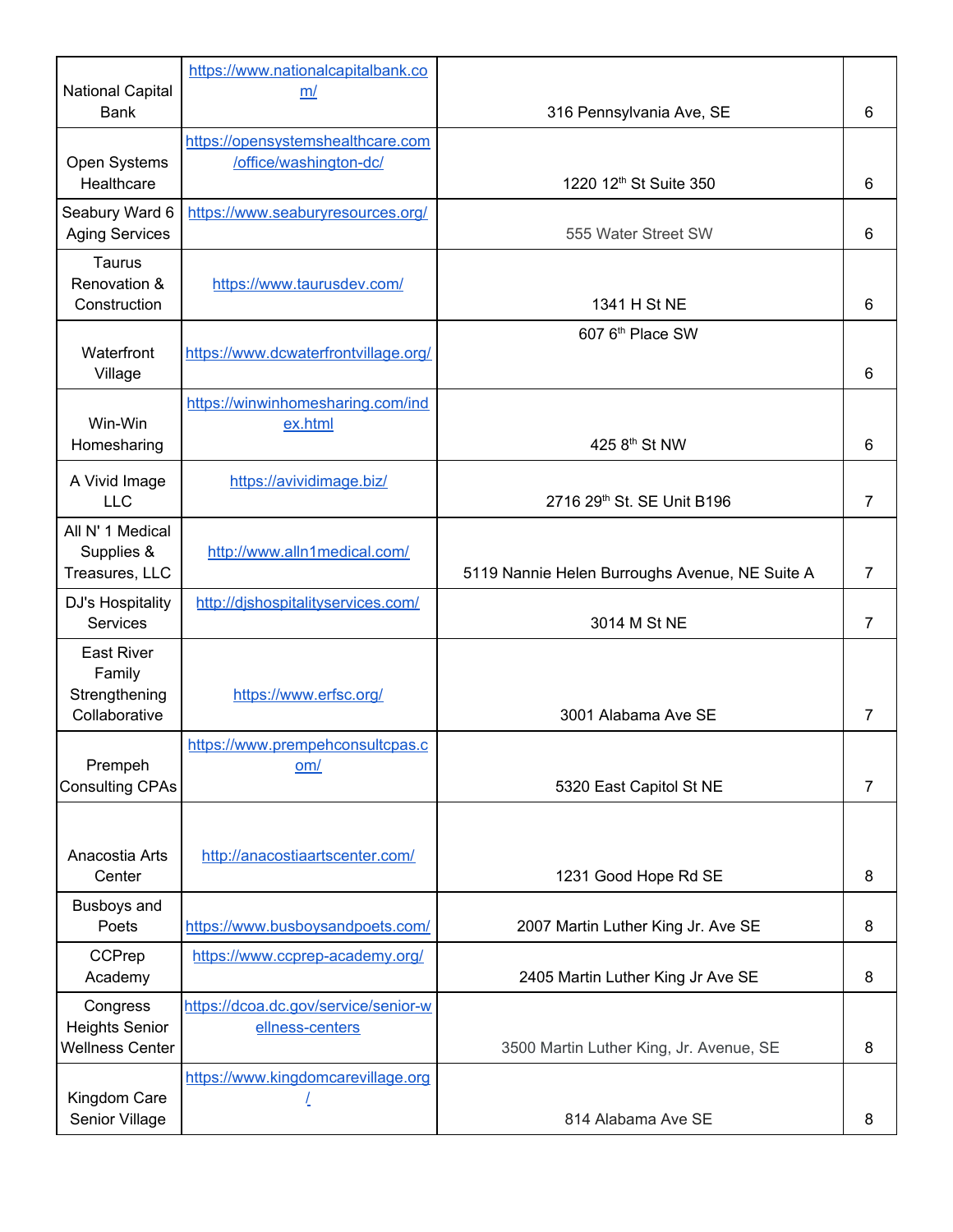| | | | |
|---|---|---|---|
| National Capital Bank | https://www.nationalcapitalbank.com/ | 316 Pennsylvania Ave, SE | 6 |
| Open Systems Healthcare | https://opensystemshealthcare.com/office/washington-dc/ | 1220 12th St Suite 350 | 6 |
| Seabury Ward 6 Aging Services | https://www.seaburyresources.org/ | 555 Water Street SW | 6 |
| Taurus Renovation & Construction | https://www.taurusdev.com/ | 1341 H St NE | 6 |
| Waterfront Village | https://www.dcwaterfrontvillage.org/ | 607 6th Place SW | 6 |
| Win-Win Homesharing | https://winwinhomesharing.com/index.html | 425 8th St NW | 6 |
| A Vivid Image LLC | https://avividimage.biz/ | 2716 29th St. SE Unit B196 | 7 |
| All N' 1 Medical Supplies & Treasures, LLC | http://www.alln1medical.com/ | 5119 Nannie Helen Burroughs Avenue, NE Suite A | 7 |
| DJ's Hospitality Services | http://djshospitalityservices.com/ | 3014 M St NE | 7 |
| East River Family Strengthening Collaborative | https://www.erfsc.org/ | 3001 Alabama Ave SE | 7 |
| Prempeh Consulting CPAs | https://www.prempehconsultcpas.com/ | 5320 East Capitol St NE | 7 |
| Anacostia Arts Center | http://anacostiaartscenter.com/ | 1231 Good Hope Rd SE | 8 |
| Busboys and Poets | https://www.busboysandpoets.com/ | 2007 Martin Luther King Jr. Ave SE | 8 |
| CCPrep Academy | https://www.ccprep-academy.org/ | 2405 Martin Luther King Jr Ave SE | 8 |
| Congress Heights Senior Wellness Center | https://dcoa.dc.gov/service/senior-wellness-centers | 3500 Martin Luther King, Jr. Avenue, SE | 8 |
| Kingdom Care Senior Village | https://www.kingdomcarevillage.org/ | 814 Alabama Ave SE | 8 |